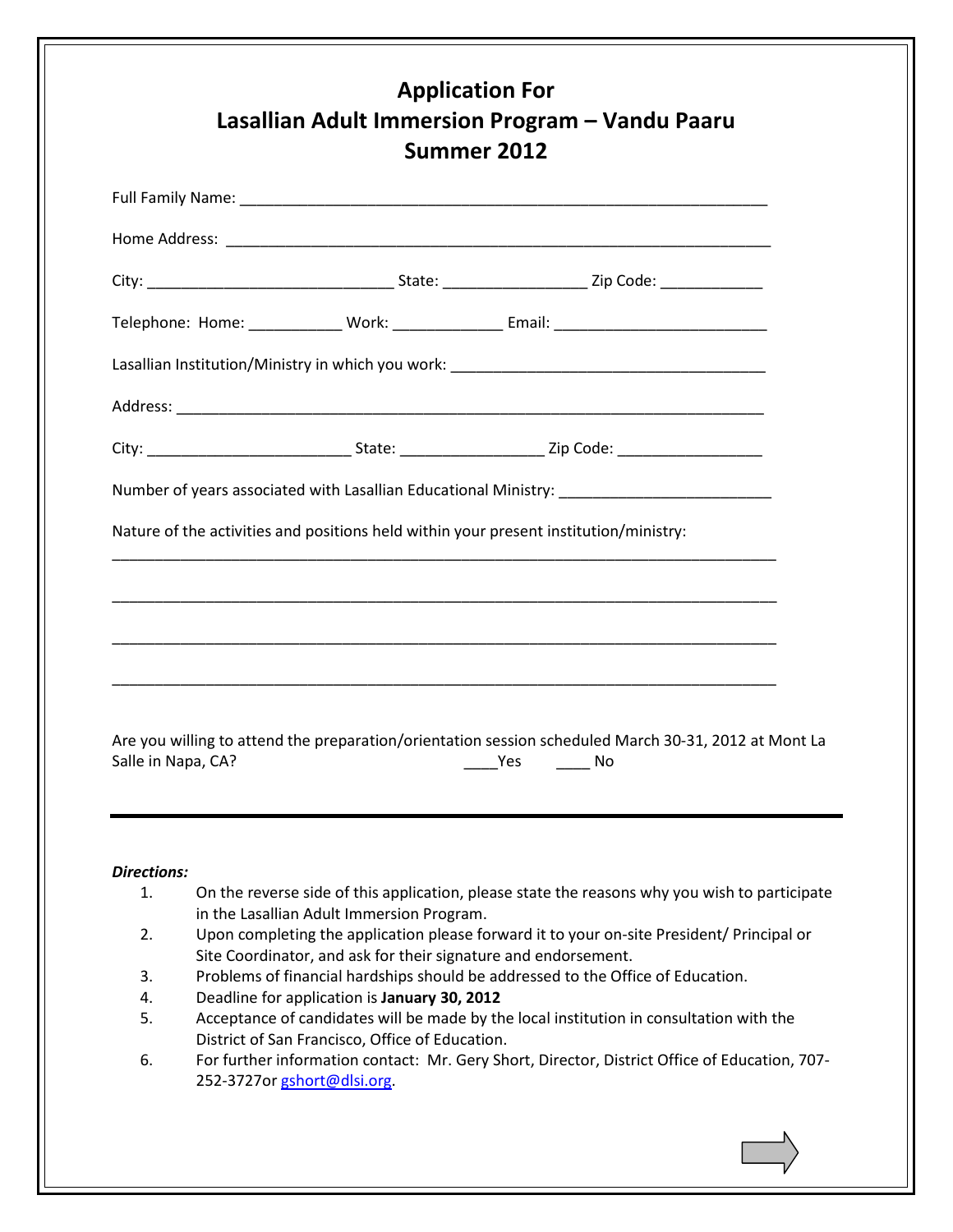# Application For
# Lasallian Adult Immersion Program – Vandu Paaru
# Summer 2012

Full Family Name: ______________________________________________________________

Home Address: _________________________________________________________________

City: ____________________________ State: ________________ Zip Code: ____________

Telephone: Home: ___________ Work: _____________ Email: ________________________

Lasallian Institution/Ministry in which you work: ____________________________________

Address: ____________________________________________________________________

City: ________________________ State: ________________ Zip Code: _________________

Number of years associated with Lasallian Educational Ministry: ________________________

Nature of the activities and positions held within your present institution/ministry:

_____________________________________________________________________________

_____________________________________________________________________________

_____________________________________________________________________________

_____________________________________________________________________________

Are you willing to attend the preparation/orientation session scheduled March 30-31, 2012 at Mont La Salle in Napa, CA? ____Yes ____ No

---

***Directions:***

1. On the reverse side of this application, please state the reasons why you wish to participate in the Lasallian Adult Immersion Program.
2. Upon completing the application please forward it to your on-site President/ Principal or Site Coordinator, and ask for their signature and endorsement.
3. Problems of financial hardships should be addressed to the Office of Education.
4. Deadline for application is **January 30, 2012**
5. Acceptance of candidates will be made by the local institution in consultation with the District of San Francisco, Office of Education.
6. For further information contact: Mr. Gery Short, Director, District Office of Education, 707-252-3727or gshort@dlsi.org.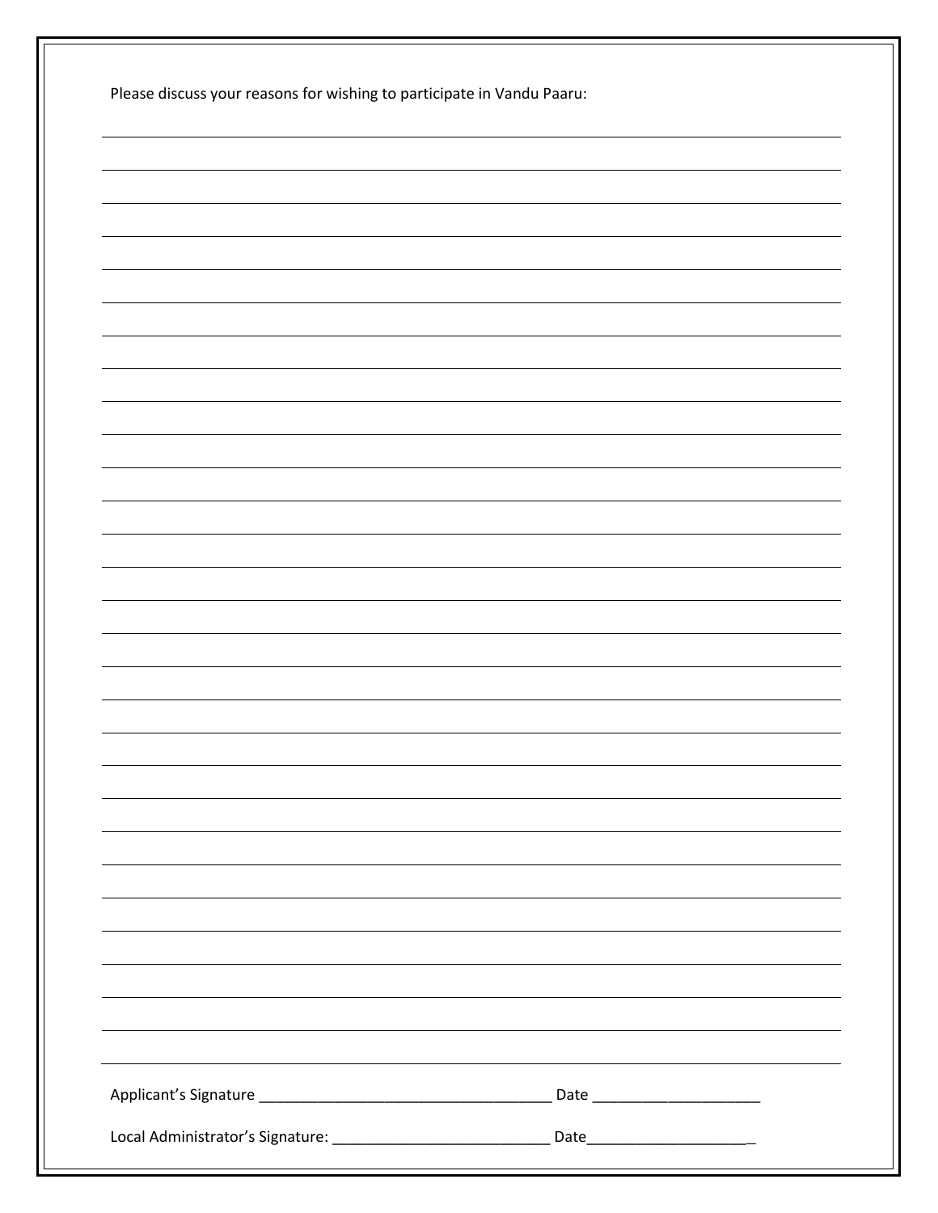Please discuss your reasons for wishing to participate in Vandu Paaru:

Applicant's Signature ____________________________________ Date ____________________

Local Administrator's Signature: __________________________ Date____________________